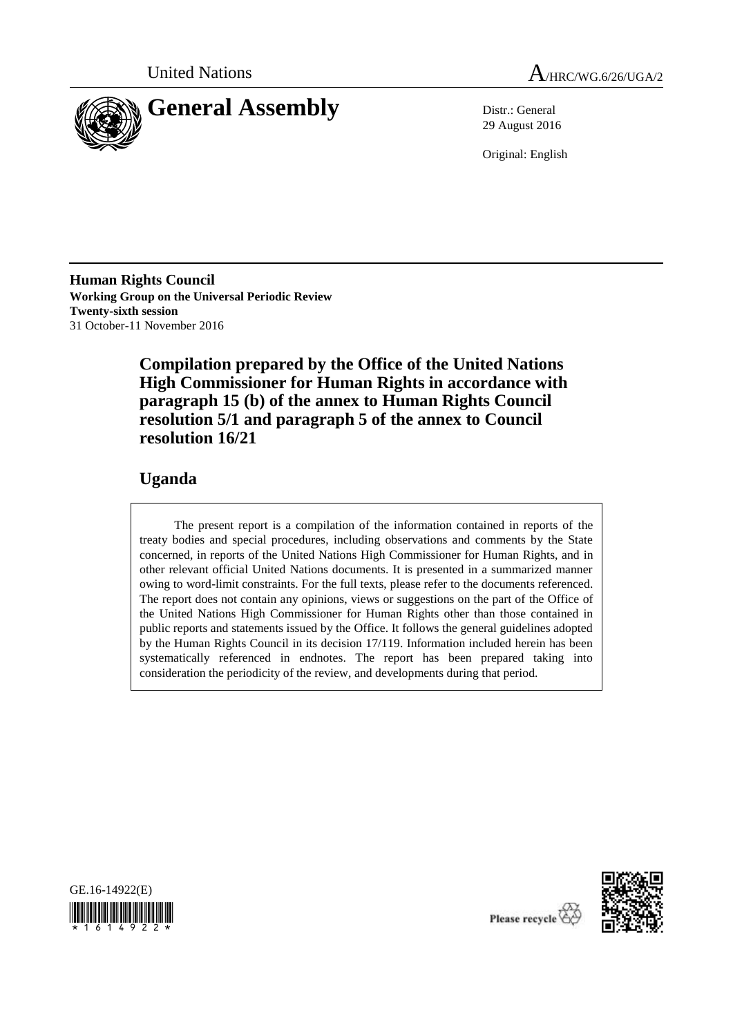United Nations

A/HRC/WG.6/26/UGA/2

# General Assembly

Distr.: General
29 August 2016

Original: English

**Human Rights Council**
**Working Group on the Universal Periodic Review**
**Twenty-sixth session**
31 October-11 November 2016

## Compilation prepared by the Office of the United Nations High Commissioner for Human Rights in accordance with paragraph 15 (b) of the annex to Human Rights Council resolution 5/1 and paragraph 5 of the annex to Council resolution 16/21

## Uganda

The present report is a compilation of the information contained in reports of the treaty bodies and special procedures, including observations and comments by the State concerned, in reports of the United Nations High Commissioner for Human Rights, and in other relevant official United Nations documents. It is presented in a summarized manner owing to word-limit constraints. For the full texts, please refer to the documents referenced. The report does not contain any opinions, views or suggestions on the part of the Office of the United Nations High Commissioner for Human Rights other than those contained in public reports and statements issued by the Office. It follows the general guidelines adopted by the Human Rights Council in its decision 17/119. Information included herein has been systematically referenced in endnotes. The report has been prepared taking into consideration the periodicity of the review, and developments during that period.

GE.16-14922(E)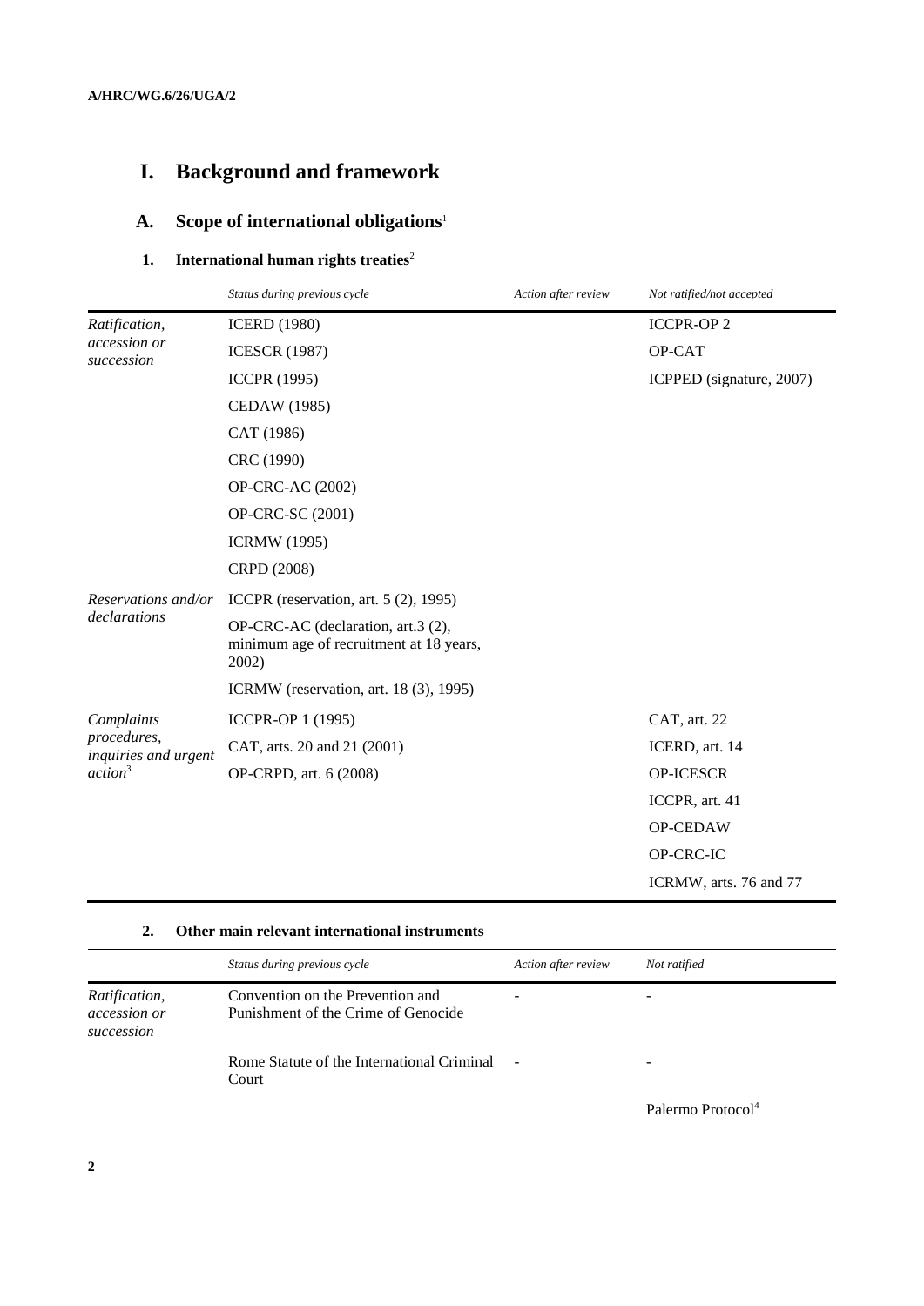# I. Background and framework

## A. Scope of international obligations[1]

### 1. International human rights treaties[2]

| | *Status during previous cycle* | *Action after review* | *Not ratified/not accepted* |
|---|---|---|---|
| *Ratification, accession or succession* | ICERD (1980) | | ICCPR-OP 2 |
| | ICESCR (1987) | | OP-CAT |
| | ICCPR (1995) | | ICPPED (signature, 2007) |
| | CEDAW (1985) | | |
| | CAT (1986) | | |
| | CRC (1990) | | |
| | OP-CRC-AC (2002) | | |
| | OP-CRC-SC (2001) | | |
| | ICRMW (1995) | | |
| | CRPD (2008) | | |
| *Reservations and/or declarations* | ICCPR (reservation, art. 5 (2), 1995) | | |
| | OP-CRC-AC (declaration, art.3 (2), minimum age of recruitment at 18 years, 2002) | | |
| | ICRMW (reservation, art. 18 (3), 1995) | | |
| *Complaints procedures, inquiries and urgent action*[3] | ICCPR-OP 1 (1995) | | CAT, art. 22 |
| | CAT, arts. 20 and 21 (2001) | | ICERD, art. 14 |
| | OP-CRPD, art. 6 (2008) | | OP-ICESCR |
| | | | ICCPR, art. 41 |
| | | | OP-CEDAW |
| | | | OP-CRC-IC |
| | | | ICRMW, arts. 76 and 77 |

### 2. Other main relevant international instruments

| | *Status during previous cycle* | *Action after review* | *Not ratified* |
|---|---|---|---|
| *Ratification, accession or succession* | Convention on the Prevention and Punishment of the Crime of Genocide | - | - |
| | Rome Statute of the International Criminal Court | - | - |
| | | | Palermo Protocol[4] |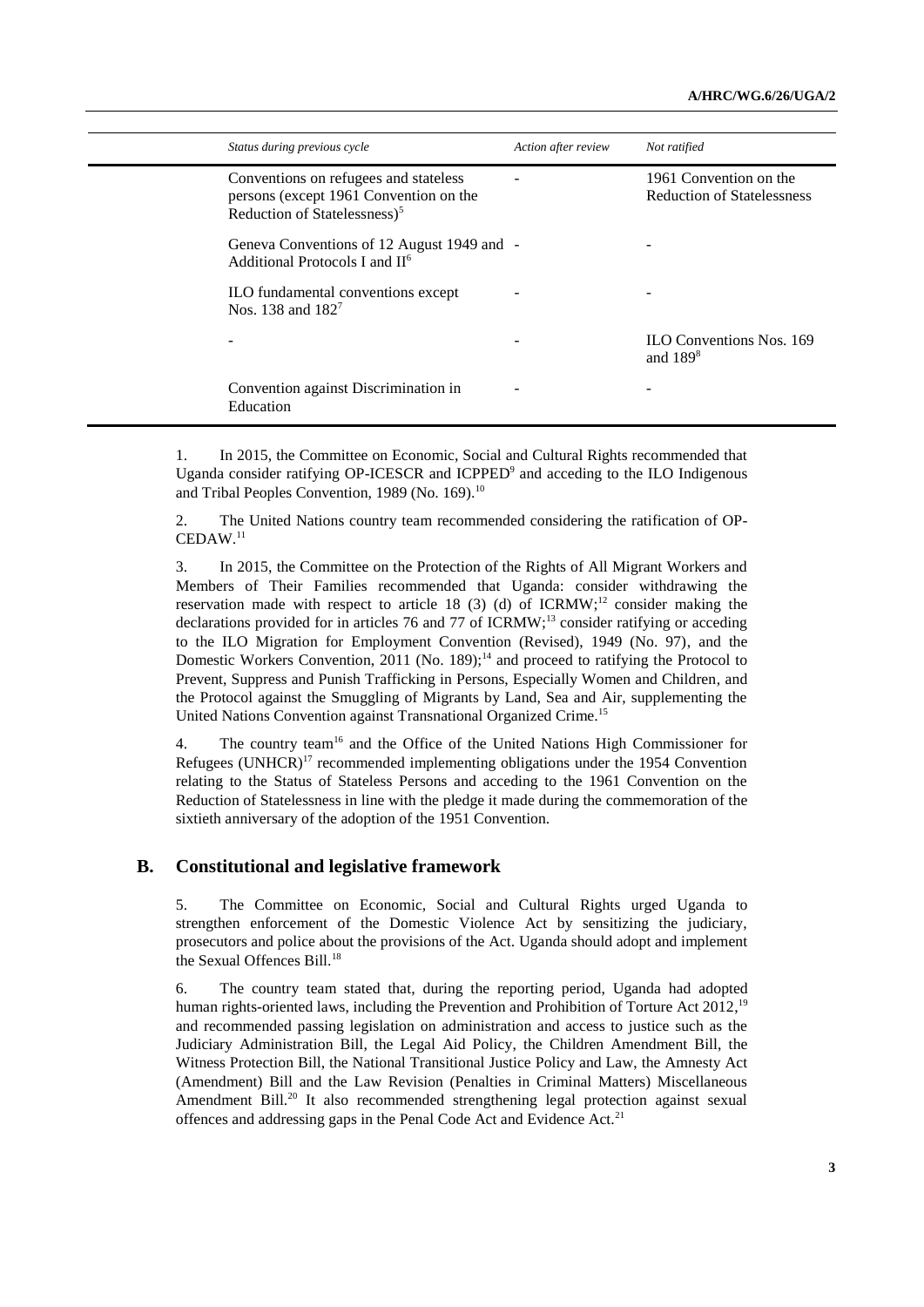| *Status during previous cycle* | *Action after review* | *Not ratified* |
|---|---|---|
| Conventions on refugees and stateless persons (except 1961 Convention on the Reduction of Statelessness)[5] | - | 1961 Convention on the Reduction of Statelessness |
| Geneva Conventions of 12 August 1949 and Additional Protocols I and II[6] | - | - |
| ILO fundamental conventions except Nos. 138 and 182[7] | - | - |
| - | - | ILO Conventions Nos. 169 and 189[8] |
| Convention against Discrimination in Education | - | - |

1. In 2015, the Committee on Economic, Social and Cultural Rights recommended that Uganda consider ratifying OP-ICESCR and ICPPED[9] and acceding to the ILO Indigenous and Tribal Peoples Convention, 1989 (No. 169).[10]

2. The United Nations country team recommended considering the ratification of OP-CEDAW.[11]

3. In 2015, the Committee on the Protection of the Rights of All Migrant Workers and Members of Their Families recommended that Uganda: consider withdrawing the reservation made with respect to article 18 (3) (d) of ICRMW;[12] consider making the declarations provided for in articles 76 and 77 of ICRMW;[13] consider ratifying or acceding to the ILO Migration for Employment Convention (Revised), 1949 (No. 97), and the Domestic Workers Convention, 2011 (No. 189);[14] and proceed to ratifying the Protocol to Prevent, Suppress and Punish Trafficking in Persons, Especially Women and Children, and the Protocol against the Smuggling of Migrants by Land, Sea and Air, supplementing the United Nations Convention against Transnational Organized Crime.[15]

4. The country team[16] and the Office of the United Nations High Commissioner for Refugees (UNHCR)[17] recommended implementing obligations under the 1954 Convention relating to the Status of Stateless Persons and acceding to the 1961 Convention on the Reduction of Statelessness in line with the pledge it made during the commemoration of the sixtieth anniversary of the adoption of the 1951 Convention.

## B. Constitutional and legislative framework

5. The Committee on Economic, Social and Cultural Rights urged Uganda to strengthen enforcement of the Domestic Violence Act by sensitizing the judiciary, prosecutors and police about the provisions of the Act. Uganda should adopt and implement the Sexual Offences Bill.[18]

6. The country team stated that, during the reporting period, Uganda had adopted human rights-oriented laws, including the Prevention and Prohibition of Torture Act 2012,[19] and recommended passing legislation on administration and access to justice such as the Judiciary Administration Bill, the Legal Aid Policy, the Children Amendment Bill, the Witness Protection Bill, the National Transitional Justice Policy and Law, the Amnesty Act (Amendment) Bill and the Law Revision (Penalties in Criminal Matters) Miscellaneous Amendment Bill.[20] It also recommended strengthening legal protection against sexual offences and addressing gaps in the Penal Code Act and Evidence Act.[21]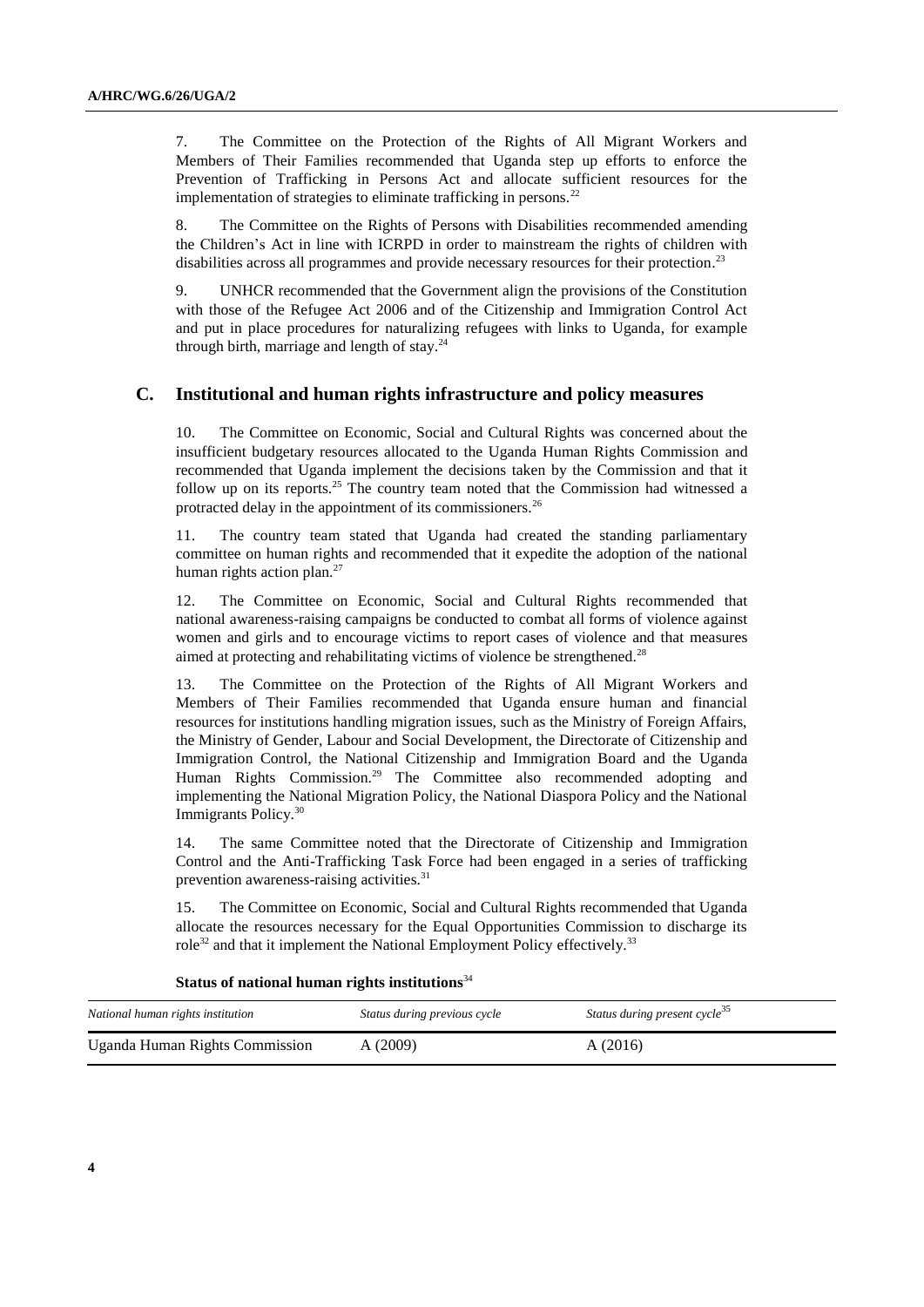7. The Committee on the Protection of the Rights of All Migrant Workers and Members of Their Families recommended that Uganda step up efforts to enforce the Prevention of Trafficking in Persons Act and allocate sufficient resources for the implementation of strategies to eliminate trafficking in persons.[22]

8. The Committee on the Rights of Persons with Disabilities recommended amending the Children's Act in line with ICRPD in order to mainstream the rights of children with disabilities across all programmes and provide necessary resources for their protection.[23]

9. UNHCR recommended that the Government align the provisions of the Constitution with those of the Refugee Act 2006 and of the Citizenship and Immigration Control Act and put in place procedures for naturalizing refugees with links to Uganda, for example through birth, marriage and length of stay.[24]

## C. Institutional and human rights infrastructure and policy measures

10. The Committee on Economic, Social and Cultural Rights was concerned about the insufficient budgetary resources allocated to the Uganda Human Rights Commission and recommended that Uganda implement the decisions taken by the Commission and that it follow up on its reports.[25] The country team noted that the Commission had witnessed a protracted delay in the appointment of its commissioners.[26]

11. The country team stated that Uganda had created the standing parliamentary committee on human rights and recommended that it expedite the adoption of the national human rights action plan.[27]

12. The Committee on Economic, Social and Cultural Rights recommended that national awareness-raising campaigns be conducted to combat all forms of violence against women and girls and to encourage victims to report cases of violence and that measures aimed at protecting and rehabilitating victims of violence be strengthened.[28]

13. The Committee on the Protection of the Rights of All Migrant Workers and Members of Their Families recommended that Uganda ensure human and financial resources for institutions handling migration issues, such as the Ministry of Foreign Affairs, the Ministry of Gender, Labour and Social Development, the Directorate of Citizenship and Immigration Control, the National Citizenship and Immigration Board and the Uganda Human Rights Commission.[29] The Committee also recommended adopting and implementing the National Migration Policy, the National Diaspora Policy and the National Immigrants Policy.[30]

14. The same Committee noted that the Directorate of Citizenship and Immigration Control and the Anti-Trafficking Task Force had been engaged in a series of trafficking prevention awareness-raising activities.[31]

15. The Committee on Economic, Social and Cultural Rights recommended that Uganda allocate the resources necessary for the Equal Opportunities Commission to discharge its role[32] and that it implement the National Employment Policy effectively.[33]

**Status of national human rights institutions**[34]

| *National human rights institution* | *Status during previous cycle* | *Status during present cycle*[35] |
|---|---|---|
| Uganda Human Rights Commission | A (2009) | A (2016) |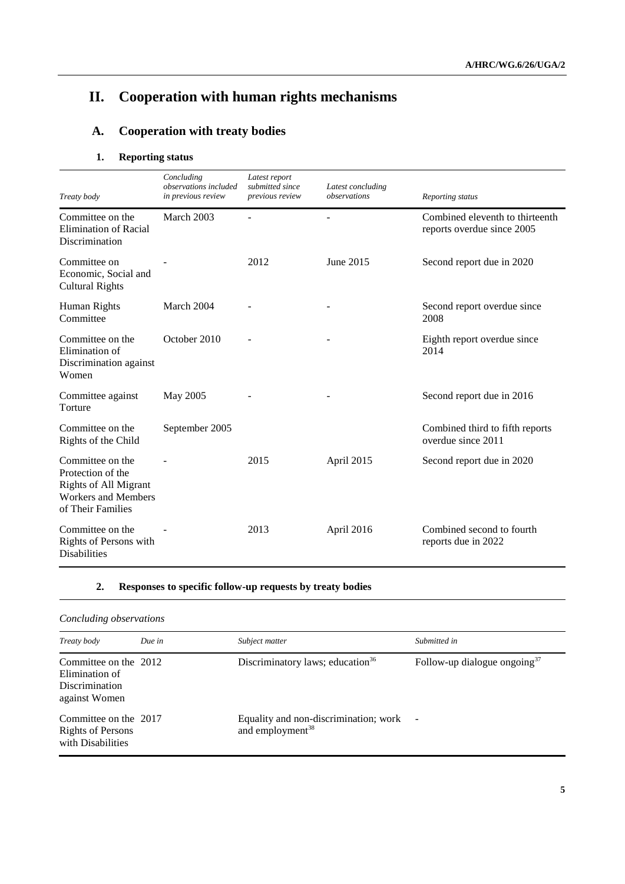# II. Cooperation with human rights mechanisms

## A. Cooperation with treaty bodies

### 1. Reporting status

| *Treaty body* | *Concluding observations included in previous review* | *Latest report submitted since previous review* | *Latest concluding observations* | *Reporting status* |
|---|---|---|---|---|
| Committee on the Elimination of Racial Discrimination | March 2003 | - | - | Combined eleventh to thirteenth reports overdue since 2005 |
| Committee on Economic, Social and Cultural Rights | - | 2012 | June 2015 | Second report due in 2020 |
| Human Rights Committee | March 2004 | - | - | Second report overdue since 2008 |
| Committee on the Elimination of Discrimination against Women | October 2010 | - | - | Eighth report overdue since 2014 |
| Committee against Torture | May 2005 | - | - | Second report due in 2016 |
| Committee on the Rights of the Child | September 2005 | | | Combined third to fifth reports overdue since 2011 |
| Committee on the Protection of the Rights of All Migrant Workers and Members of Their Families | - | 2015 | April 2015 | Second report due in 2020 |
| Committee on the Rights of Persons with Disabilities | - | 2013 | April 2016 | Combined second to fourth reports due in 2022 |

### 2. Responses to specific follow-up requests by treaty bodies

*Concluding observations*

| *Treaty body* | *Due in* | *Subject matter* | *Submitted in* |
|---|---|---|---|
| Committee on the Elimination of Discrimination against Women | 2012 | Discriminatory laws; education[36] | Follow-up dialogue ongoing[37] |
| Committee on the Rights of Persons with Disabilities | 2017 | Equality and non-discrimination; work and employment[38] | - |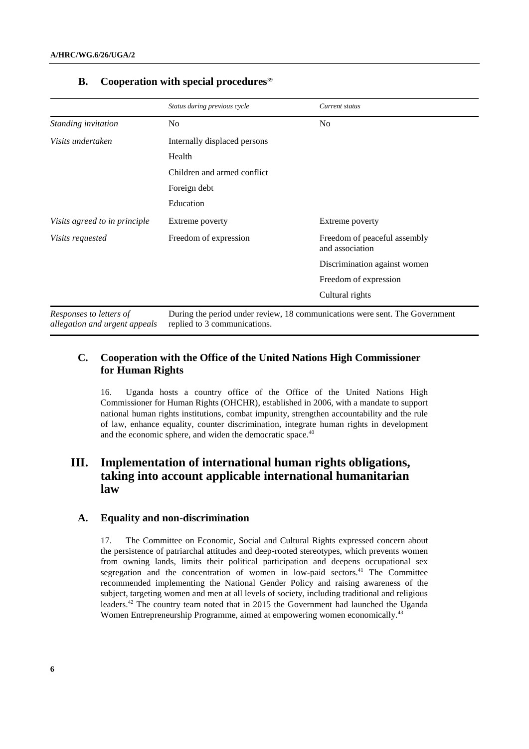## B. Cooperation with special procedures[39]

| | Status during previous cycle | Current status |
|---|---|---|
| *Standing invitation* | No | No |
| *Visits undertaken* | Internally displaced persons | |
| | Health | |
| | Children and armed conflict | |
| | Foreign debt | |
| | Education | |
| *Visits agreed to in principle* | Extreme poverty | Extreme poverty |
| *Visits requested* | Freedom of expression | Freedom of peaceful assembly and association |
| | | Discrimination against women |
| | | Freedom of expression |
| | | Cultural rights |
| *Responses to letters of allegation and urgent appeals* | During the period under review, 18 communications were sent. The Government replied to 3 communications. | |

## C. Cooperation with the Office of the United Nations High Commissioner for Human Rights

16. Uganda hosts a country office of the Office of the United Nations High Commissioner for Human Rights (OHCHR), established in 2006, with a mandate to support national human rights institutions, combat impunity, strengthen accountability and the rule of law, enhance equality, counter discrimination, integrate human rights in development and the economic sphere, and widen the democratic space.[40]

# III. Implementation of international human rights obligations, taking into account applicable international humanitarian law

## A. Equality and non-discrimination

17. The Committee on Economic, Social and Cultural Rights expressed concern about the persistence of patriarchal attitudes and deep-rooted stereotypes, which prevents women from owning lands, limits their political participation and deepens occupational sex segregation and the concentration of women in low-paid sectors.[41] The Committee recommended implementing the National Gender Policy and raising awareness of the subject, targeting women and men at all levels of society, including traditional and religious leaders.[42] The country team noted that in 2015 the Government had launched the Uganda Women Entrepreneurship Programme, aimed at empowering women economically.[43]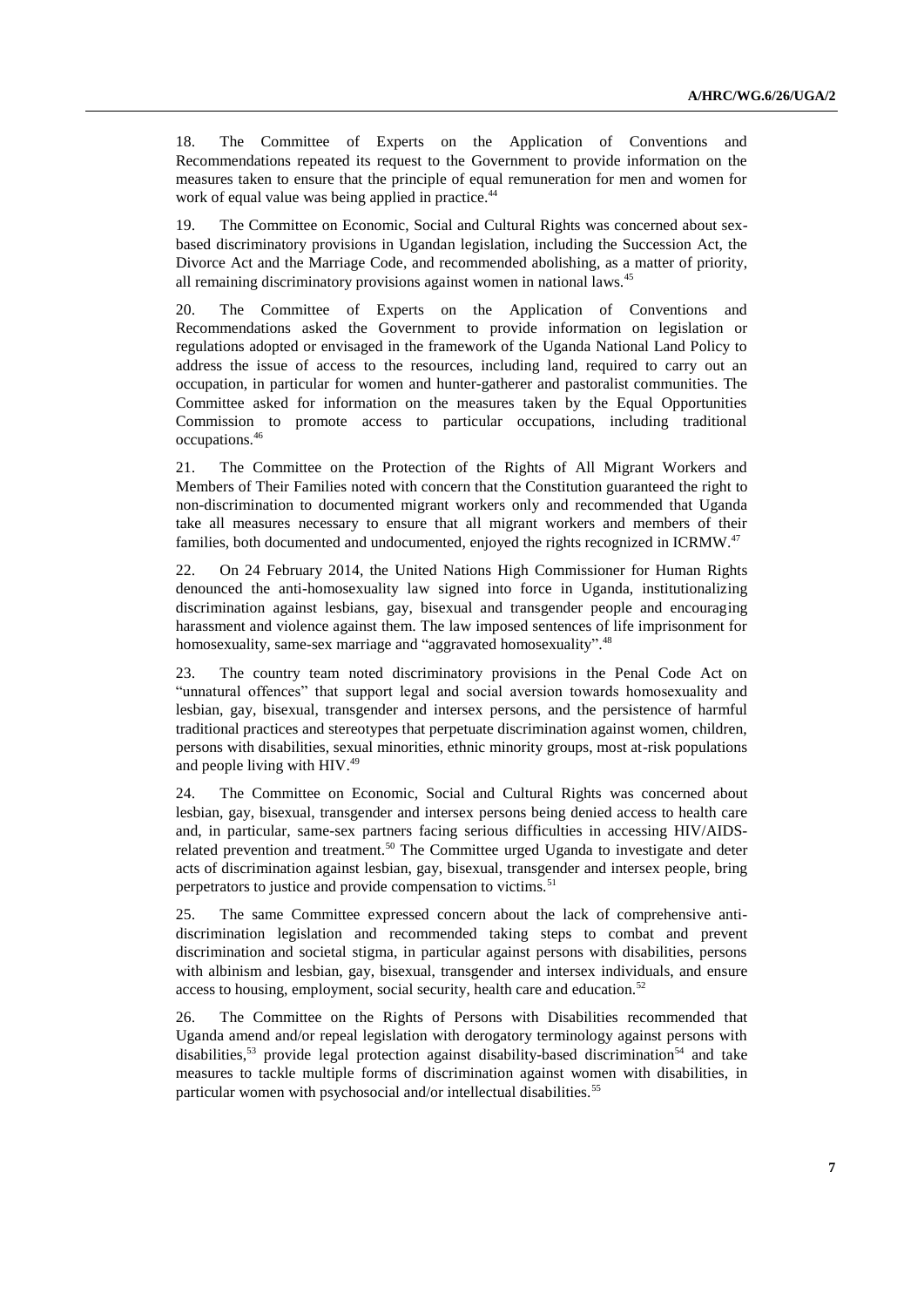18. The Committee of Experts on the Application of Conventions and Recommendations repeated its request to the Government to provide information on the measures taken to ensure that the principle of equal remuneration for men and women for work of equal value was being applied in practice.[44]

19. The Committee on Economic, Social and Cultural Rights was concerned about sex-based discriminatory provisions in Ugandan legislation, including the Succession Act, the Divorce Act and the Marriage Code, and recommended abolishing, as a matter of priority, all remaining discriminatory provisions against women in national laws.[45]

20. The Committee of Experts on the Application of Conventions and Recommendations asked the Government to provide information on legislation or regulations adopted or envisaged in the framework of the Uganda National Land Policy to address the issue of access to the resources, including land, required to carry out an occupation, in particular for women and hunter-gatherer and pastoralist communities. The Committee asked for information on the measures taken by the Equal Opportunities Commission to promote access to particular occupations, including traditional occupations.[46]

21. The Committee on the Protection of the Rights of All Migrant Workers and Members of Their Families noted with concern that the Constitution guaranteed the right to non-discrimination to documented migrant workers only and recommended that Uganda take all measures necessary to ensure that all migrant workers and members of their families, both documented and undocumented, enjoyed the rights recognized in ICRMW.[47]

22. On 24 February 2014, the United Nations High Commissioner for Human Rights denounced the anti-homosexuality law signed into force in Uganda, institutionalizing discrimination against lesbians, gay, bisexual and transgender people and encouraging harassment and violence against them. The law imposed sentences of life imprisonment for homosexuality, same-sex marriage and "aggravated homosexuality".[48]

23. The country team noted discriminatory provisions in the Penal Code Act on "unnatural offences" that support legal and social aversion towards homosexuality and lesbian, gay, bisexual, transgender and intersex persons, and the persistence of harmful traditional practices and stereotypes that perpetuate discrimination against women, children, persons with disabilities, sexual minorities, ethnic minority groups, most at-risk populations and people living with HIV.[49]

24. The Committee on Economic, Social and Cultural Rights was concerned about lesbian, gay, bisexual, transgender and intersex persons being denied access to health care and, in particular, same-sex partners facing serious difficulties in accessing HIV/AIDS-related prevention and treatment.[50] The Committee urged Uganda to investigate and deter acts of discrimination against lesbian, gay, bisexual, transgender and intersex people, bring perpetrators to justice and provide compensation to victims.[51]

25. The same Committee expressed concern about the lack of comprehensive anti-discrimination legislation and recommended taking steps to combat and prevent discrimination and societal stigma, in particular against persons with disabilities, persons with albinism and lesbian, gay, bisexual, transgender and intersex individuals, and ensure access to housing, employment, social security, health care and education.[52]

26. The Committee on the Rights of Persons with Disabilities recommended that Uganda amend and/or repeal legislation with derogatory terminology against persons with disabilities,[53] provide legal protection against disability-based discrimination[54] and take measures to tackle multiple forms of discrimination against women with disabilities, in particular women with psychosocial and/or intellectual disabilities.[55]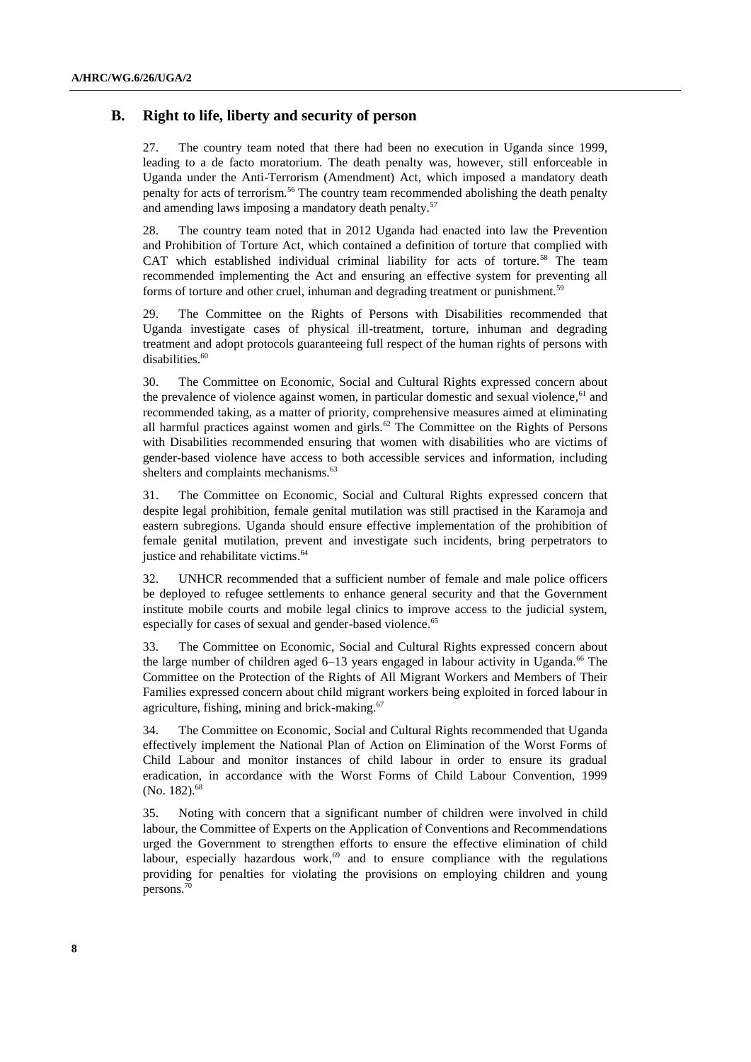## B. Right to life, liberty and security of person

27. The country team noted that there had been no execution in Uganda since 1999, leading to a de facto moratorium. The death penalty was, however, still enforceable in Uganda under the Anti-Terrorism (Amendment) Act, which imposed a mandatory death penalty for acts of terrorism.[56] The country team recommended abolishing the death penalty and amending laws imposing a mandatory death penalty.[57]

28. The country team noted that in 2012 Uganda had enacted into law the Prevention and Prohibition of Torture Act, which contained a definition of torture that complied with CAT which established individual criminal liability for acts of torture.[58] The team recommended implementing the Act and ensuring an effective system for preventing all forms of torture and other cruel, inhuman and degrading treatment or punishment.[59]

29. The Committee on the Rights of Persons with Disabilities recommended that Uganda investigate cases of physical ill-treatment, torture, inhuman and degrading treatment and adopt protocols guaranteeing full respect of the human rights of persons with disabilities.[60]

30. The Committee on Economic, Social and Cultural Rights expressed concern about the prevalence of violence against women, in particular domestic and sexual violence,[61] and recommended taking, as a matter of priority, comprehensive measures aimed at eliminating all harmful practices against women and girls.[62] The Committee on the Rights of Persons with Disabilities recommended ensuring that women with disabilities who are victims of gender-based violence have access to both accessible services and information, including shelters and complaints mechanisms.[63]

31. The Committee on Economic, Social and Cultural Rights expressed concern that despite legal prohibition, female genital mutilation was still practised in the Karamoja and eastern subregions. Uganda should ensure effective implementation of the prohibition of female genital mutilation, prevent and investigate such incidents, bring perpetrators to justice and rehabilitate victims.[64]

32. UNHCR recommended that a sufficient number of female and male police officers be deployed to refugee settlements to enhance general security and that the Government institute mobile courts and mobile legal clinics to improve access to the judicial system, especially for cases of sexual and gender-based violence.[65]

33. The Committee on Economic, Social and Cultural Rights expressed concern about the large number of children aged 6–13 years engaged in labour activity in Uganda.[66] The Committee on the Protection of the Rights of All Migrant Workers and Members of Their Families expressed concern about child migrant workers being exploited in forced labour in agriculture, fishing, mining and brick-making.[67]

34. The Committee on Economic, Social and Cultural Rights recommended that Uganda effectively implement the National Plan of Action on Elimination of the Worst Forms of Child Labour and monitor instances of child labour in order to ensure its gradual eradication, in accordance with the Worst Forms of Child Labour Convention, 1999 (No. 182).[68]

35. Noting with concern that a significant number of children were involved in child labour, the Committee of Experts on the Application of Conventions and Recommendations urged the Government to strengthen efforts to ensure the effective elimination of child labour, especially hazardous work,[69] and to ensure compliance with the regulations providing for penalties for violating the provisions on employing children and young persons.[70]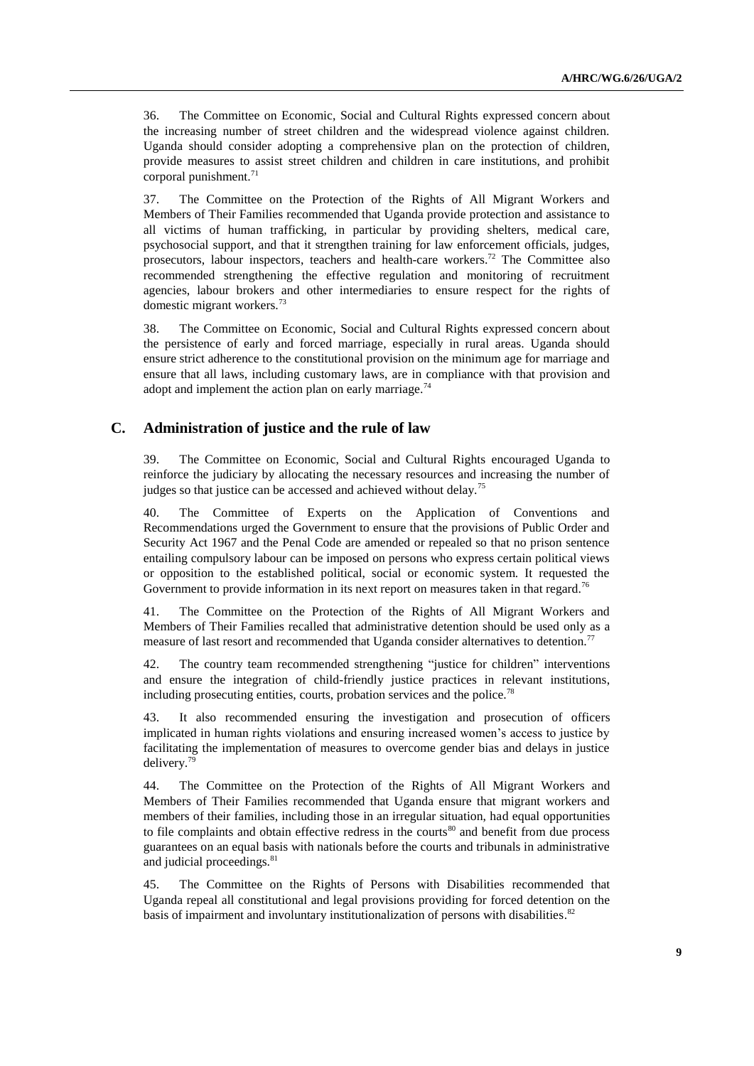36. The Committee on Economic, Social and Cultural Rights expressed concern about the increasing number of street children and the widespread violence against children. Uganda should consider adopting a comprehensive plan on the protection of children, provide measures to assist street children and children in care institutions, and prohibit corporal punishment.[71]

37. The Committee on the Protection of the Rights of All Migrant Workers and Members of Their Families recommended that Uganda provide protection and assistance to all victims of human trafficking, in particular by providing shelters, medical care, psychosocial support, and that it strengthen training for law enforcement officials, judges, prosecutors, labour inspectors, teachers and health-care workers.[72] The Committee also recommended strengthening the effective regulation and monitoring of recruitment agencies, labour brokers and other intermediaries to ensure respect for the rights of domestic migrant workers.[73]

38. The Committee on Economic, Social and Cultural Rights expressed concern about the persistence of early and forced marriage, especially in rural areas. Uganda should ensure strict adherence to the constitutional provision on the minimum age for marriage and ensure that all laws, including customary laws, are in compliance with that provision and adopt and implement the action plan on early marriage.[74]

## C. Administration of justice and the rule of law

39. The Committee on Economic, Social and Cultural Rights encouraged Uganda to reinforce the judiciary by allocating the necessary resources and increasing the number of judges so that justice can be accessed and achieved without delay.[75]

40. The Committee of Experts on the Application of Conventions and Recommendations urged the Government to ensure that the provisions of Public Order and Security Act 1967 and the Penal Code are amended or repealed so that no prison sentence entailing compulsory labour can be imposed on persons who express certain political views or opposition to the established political, social or economic system. It requested the Government to provide information in its next report on measures taken in that regard.[76]

41. The Committee on the Protection of the Rights of All Migrant Workers and Members of Their Families recalled that administrative detention should be used only as a measure of last resort and recommended that Uganda consider alternatives to detention.[77]

42. The country team recommended strengthening "justice for children" interventions and ensure the integration of child-friendly justice practices in relevant institutions, including prosecuting entities, courts, probation services and the police.[78]

43. It also recommended ensuring the investigation and prosecution of officers implicated in human rights violations and ensuring increased women's access to justice by facilitating the implementation of measures to overcome gender bias and delays in justice delivery.[79]

44. The Committee on the Protection of the Rights of All Migrant Workers and Members of Their Families recommended that Uganda ensure that migrant workers and members of their families, including those in an irregular situation, had equal opportunities to file complaints and obtain effective redress in the courts[80] and benefit from due process guarantees on an equal basis with nationals before the courts and tribunals in administrative and judicial proceedings.[81]

45. The Committee on the Rights of Persons with Disabilities recommended that Uganda repeal all constitutional and legal provisions providing for forced detention on the basis of impairment and involuntary institutionalization of persons with disabilities.[82]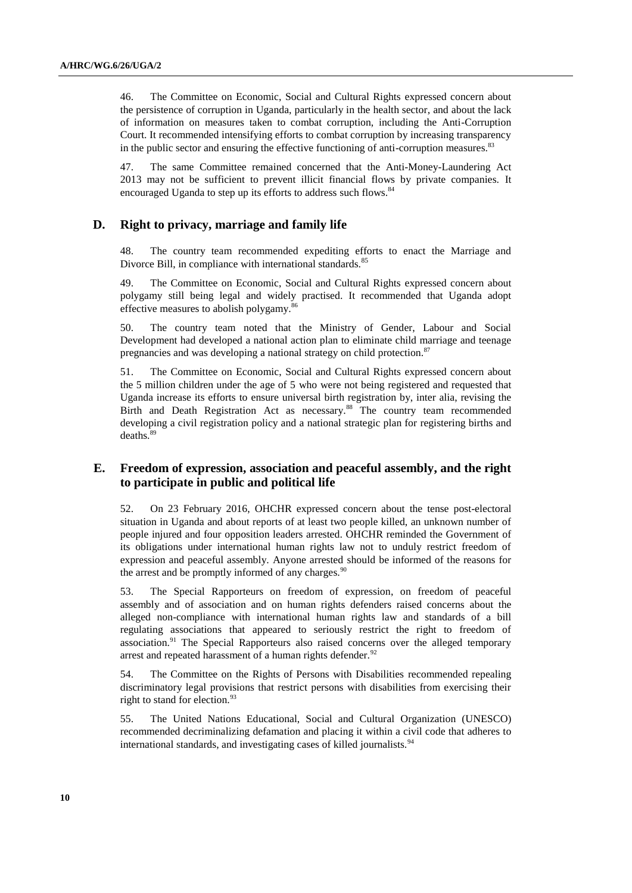46. The Committee on Economic, Social and Cultural Rights expressed concern about the persistence of corruption in Uganda, particularly in the health sector, and about the lack of information on measures taken to combat corruption, including the Anti-Corruption Court. It recommended intensifying efforts to combat corruption by increasing transparency in the public sector and ensuring the effective functioning of anti-corruption measures.[83]

47. The same Committee remained concerned that the Anti-Money-Laundering Act 2013 may not be sufficient to prevent illicit financial flows by private companies. It encouraged Uganda to step up its efforts to address such flows.[84]

## D. Right to privacy, marriage and family life

48. The country team recommended expediting efforts to enact the Marriage and Divorce Bill, in compliance with international standards.[85]

49. The Committee on Economic, Social and Cultural Rights expressed concern about polygamy still being legal and widely practised. It recommended that Uganda adopt effective measures to abolish polygamy.[86]

50. The country team noted that the Ministry of Gender, Labour and Social Development had developed a national action plan to eliminate child marriage and teenage pregnancies and was developing a national strategy on child protection.[87]

51. The Committee on Economic, Social and Cultural Rights expressed concern about the 5 million children under the age of 5 who were not being registered and requested that Uganda increase its efforts to ensure universal birth registration by, inter alia, revising the Birth and Death Registration Act as necessary.[88] The country team recommended developing a civil registration policy and a national strategic plan for registering births and deaths.[89]

## E. Freedom of expression, association and peaceful assembly, and the right to participate in public and political life

52. On 23 February 2016, OHCHR expressed concern about the tense post-electoral situation in Uganda and about reports of at least two people killed, an unknown number of people injured and four opposition leaders arrested. OHCHR reminded the Government of its obligations under international human rights law not to unduly restrict freedom of expression and peaceful assembly. Anyone arrested should be informed of the reasons for the arrest and be promptly informed of any charges.[90]

53. The Special Rapporteurs on freedom of expression, on freedom of peaceful assembly and of association and on human rights defenders raised concerns about the alleged non-compliance with international human rights law and standards of a bill regulating associations that appeared to seriously restrict the right to freedom of association.[91] The Special Rapporteurs also raised concerns over the alleged temporary arrest and repeated harassment of a human rights defender.[92]

54. The Committee on the Rights of Persons with Disabilities recommended repealing discriminatory legal provisions that restrict persons with disabilities from exercising their right to stand for election.[93]

55. The United Nations Educational, Social and Cultural Organization (UNESCO) recommended decriminalizing defamation and placing it within a civil code that adheres to international standards, and investigating cases of killed journalists.[94]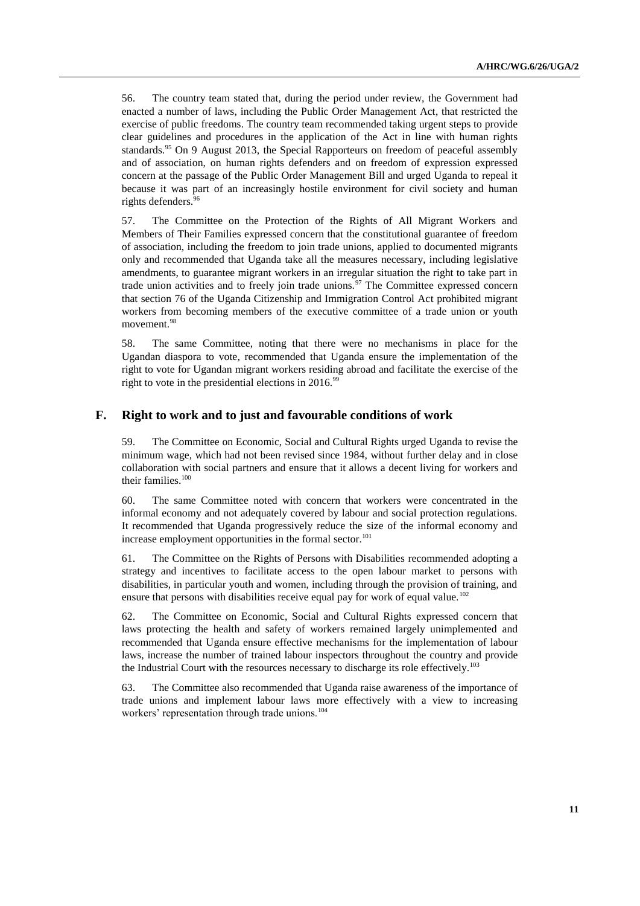56. The country team stated that, during the period under review, the Government had enacted a number of laws, including the Public Order Management Act, that restricted the exercise of public freedoms. The country team recommended taking urgent steps to provide clear guidelines and procedures in the application of the Act in line with human rights standards.[95] On 9 August 2013, the Special Rapporteurs on freedom of peaceful assembly and of association, on human rights defenders and on freedom of expression expressed concern at the passage of the Public Order Management Bill and urged Uganda to repeal it because it was part of an increasingly hostile environment for civil society and human rights defenders.[96]

57. The Committee on the Protection of the Rights of All Migrant Workers and Members of Their Families expressed concern that the constitutional guarantee of freedom of association, including the freedom to join trade unions, applied to documented migrants only and recommended that Uganda take all the measures necessary, including legislative amendments, to guarantee migrant workers in an irregular situation the right to take part in trade union activities and to freely join trade unions.[97] The Committee expressed concern that section 76 of the Uganda Citizenship and Immigration Control Act prohibited migrant workers from becoming members of the executive committee of a trade union or youth movement.[98]

58. The same Committee, noting that there were no mechanisms in place for the Ugandan diaspora to vote, recommended that Uganda ensure the implementation of the right to vote for Ugandan migrant workers residing abroad and facilitate the exercise of the right to vote in the presidential elections in 2016.[99]

## F. Right to work and to just and favourable conditions of work

59. The Committee on Economic, Social and Cultural Rights urged Uganda to revise the minimum wage, which had not been revised since 1984, without further delay and in close collaboration with social partners and ensure that it allows a decent living for workers and their families.[100]

60. The same Committee noted with concern that workers were concentrated in the informal economy and not adequately covered by labour and social protection regulations. It recommended that Uganda progressively reduce the size of the informal economy and increase employment opportunities in the formal sector.[101]

61. The Committee on the Rights of Persons with Disabilities recommended adopting a strategy and incentives to facilitate access to the open labour market to persons with disabilities, in particular youth and women, including through the provision of training, and ensure that persons with disabilities receive equal pay for work of equal value.[102]

62. The Committee on Economic, Social and Cultural Rights expressed concern that laws protecting the health and safety of workers remained largely unimplemented and recommended that Uganda ensure effective mechanisms for the implementation of labour laws, increase the number of trained labour inspectors throughout the country and provide the Industrial Court with the resources necessary to discharge its role effectively.[103]

63. The Committee also recommended that Uganda raise awareness of the importance of trade unions and implement labour laws more effectively with a view to increasing workers' representation through trade unions.[104]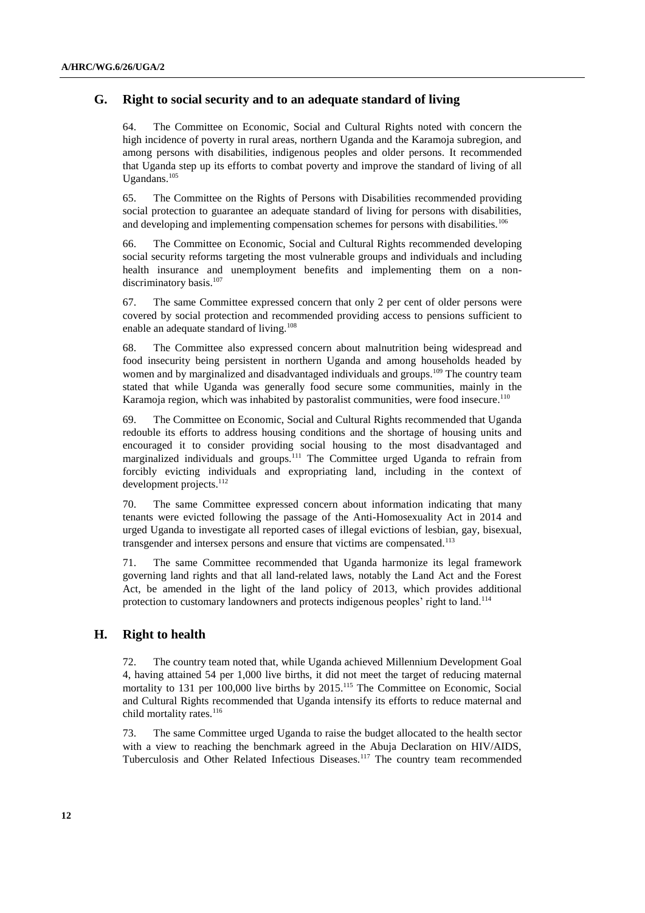## G. Right to social security and to an adequate standard of living

64. The Committee on Economic, Social and Cultural Rights noted with concern the high incidence of poverty in rural areas, northern Uganda and the Karamoja subregion, and among persons with disabilities, indigenous peoples and older persons. It recommended that Uganda step up its efforts to combat poverty and improve the standard of living of all Ugandans.[105]

65. The Committee on the Rights of Persons with Disabilities recommended providing social protection to guarantee an adequate standard of living for persons with disabilities, and developing and implementing compensation schemes for persons with disabilities.[106]

66. The Committee on Economic, Social and Cultural Rights recommended developing social security reforms targeting the most vulnerable groups and individuals and including health insurance and unemployment benefits and implementing them on a non-discriminatory basis.[107]

67. The same Committee expressed concern that only 2 per cent of older persons were covered by social protection and recommended providing access to pensions sufficient to enable an adequate standard of living.[108]

68. The Committee also expressed concern about malnutrition being widespread and food insecurity being persistent in northern Uganda and among households headed by women and by marginalized and disadvantaged individuals and groups.[109] The country team stated that while Uganda was generally food secure some communities, mainly in the Karamoja region, which was inhabited by pastoralist communities, were food insecure.[110]

69. The Committee on Economic, Social and Cultural Rights recommended that Uganda redouble its efforts to address housing conditions and the shortage of housing units and encouraged it to consider providing social housing to the most disadvantaged and marginalized individuals and groups.[111] The Committee urged Uganda to refrain from forcibly evicting individuals and expropriating land, including in the context of development projects.[112]

70. The same Committee expressed concern about information indicating that many tenants were evicted following the passage of the Anti-Homosexuality Act in 2014 and urged Uganda to investigate all reported cases of illegal evictions of lesbian, gay, bisexual, transgender and intersex persons and ensure that victims are compensated.[113]

71. The same Committee recommended that Uganda harmonize its legal framework governing land rights and that all land-related laws, notably the Land Act and the Forest Act, be amended in the light of the land policy of 2013, which provides additional protection to customary landowners and protects indigenous peoples' right to land.[114]

## H. Right to health

72. The country team noted that, while Uganda achieved Millennium Development Goal 4, having attained 54 per 1,000 live births, it did not meet the target of reducing maternal mortality to 131 per 100,000 live births by 2015.[115] The Committee on Economic, Social and Cultural Rights recommended that Uganda intensify its efforts to reduce maternal and child mortality rates.[116]

73. The same Committee urged Uganda to raise the budget allocated to the health sector with a view to reaching the benchmark agreed in the Abuja Declaration on HIV/AIDS, Tuberculosis and Other Related Infectious Diseases.[117] The country team recommended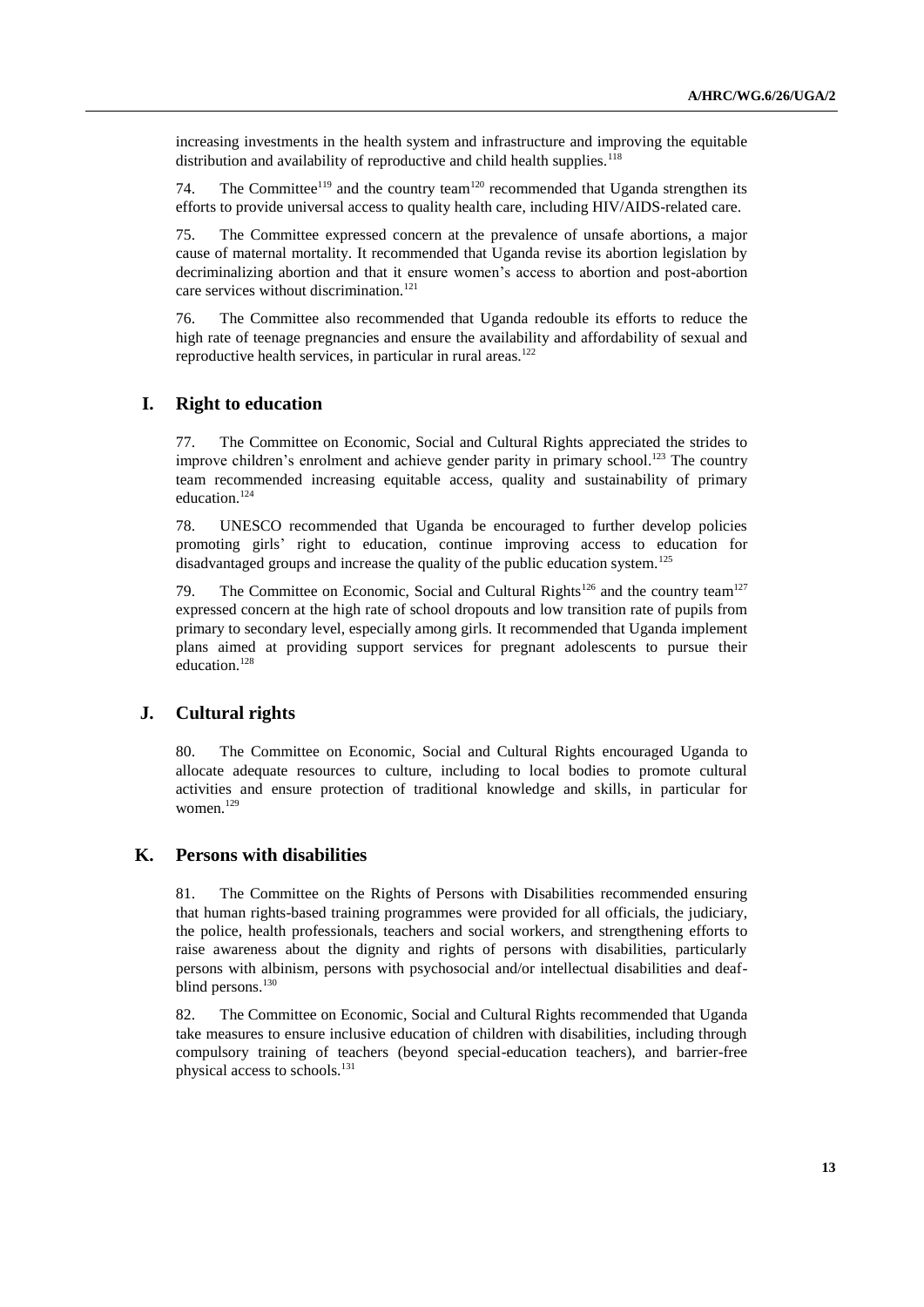increasing investments in the health system and infrastructure and improving the equitable distribution and availability of reproductive and child health supplies.[118]

74. The Committee[119] and the country team[120] recommended that Uganda strengthen its efforts to provide universal access to quality health care, including HIV/AIDS-related care.

75. The Committee expressed concern at the prevalence of unsafe abortions, a major cause of maternal mortality. It recommended that Uganda revise its abortion legislation by decriminalizing abortion and that it ensure women's access to abortion and post-abortion care services without discrimination.[121]

76. The Committee also recommended that Uganda redouble its efforts to reduce the high rate of teenage pregnancies and ensure the availability and affordability of sexual and reproductive health services, in particular in rural areas.[122]

## I. Right to education

77. The Committee on Economic, Social and Cultural Rights appreciated the strides to improve children's enrolment and achieve gender parity in primary school.[123] The country team recommended increasing equitable access, quality and sustainability of primary education.[124]

78. UNESCO recommended that Uganda be encouraged to further develop policies promoting girls' right to education, continue improving access to education for disadvantaged groups and increase the quality of the public education system.[125]

79. The Committee on Economic, Social and Cultural Rights[126] and the country team[127] expressed concern at the high rate of school dropouts and low transition rate of pupils from primary to secondary level, especially among girls. It recommended that Uganda implement plans aimed at providing support services for pregnant adolescents to pursue their education.[128]

## J. Cultural rights

80. The Committee on Economic, Social and Cultural Rights encouraged Uganda to allocate adequate resources to culture, including to local bodies to promote cultural activities and ensure protection of traditional knowledge and skills, in particular for women.[129]

## K. Persons with disabilities

81. The Committee on the Rights of Persons with Disabilities recommended ensuring that human rights-based training programmes were provided for all officials, the judiciary, the police, health professionals, teachers and social workers, and strengthening efforts to raise awareness about the dignity and rights of persons with disabilities, particularly persons with albinism, persons with psychosocial and/or intellectual disabilities and deaf-blind persons.[130]

82. The Committee on Economic, Social and Cultural Rights recommended that Uganda take measures to ensure inclusive education of children with disabilities, including through compulsory training of teachers (beyond special-education teachers), and barrier-free physical access to schools.[131]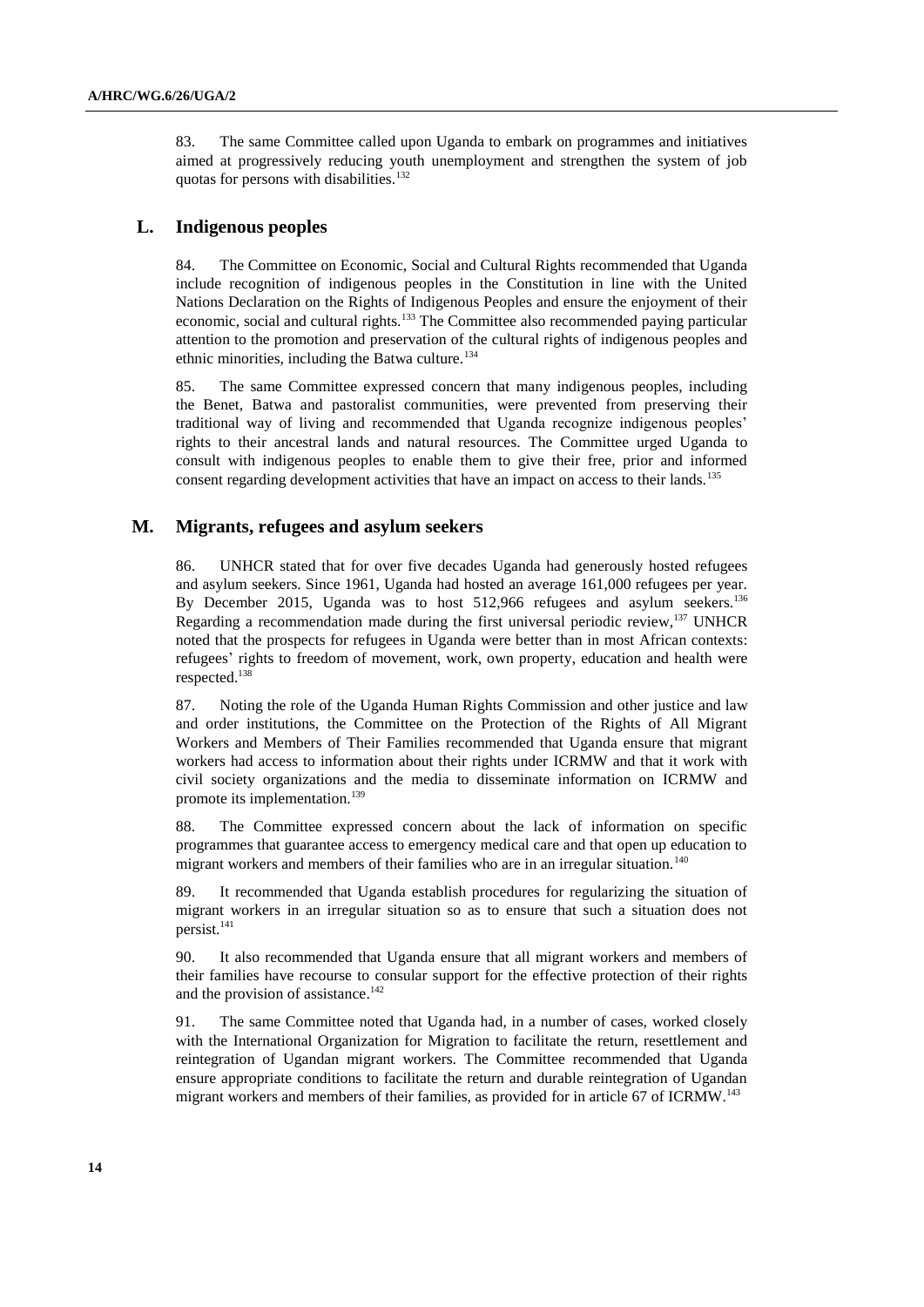83. The same Committee called upon Uganda to embark on programmes and initiatives aimed at progressively reducing youth unemployment and strengthen the system of job quotas for persons with disabilities.[132]

## L. Indigenous peoples

84. The Committee on Economic, Social and Cultural Rights recommended that Uganda include recognition of indigenous peoples in the Constitution in line with the United Nations Declaration on the Rights of Indigenous Peoples and ensure the enjoyment of their economic, social and cultural rights.[133] The Committee also recommended paying particular attention to the promotion and preservation of the cultural rights of indigenous peoples and ethnic minorities, including the Batwa culture.[134]

85. The same Committee expressed concern that many indigenous peoples, including the Benet, Batwa and pastoralist communities, were prevented from preserving their traditional way of living and recommended that Uganda recognize indigenous peoples' rights to their ancestral lands and natural resources. The Committee urged Uganda to consult with indigenous peoples to enable them to give their free, prior and informed consent regarding development activities that have an impact on access to their lands.[135]

## M. Migrants, refugees and asylum seekers

86. UNHCR stated that for over five decades Uganda had generously hosted refugees and asylum seekers. Since 1961, Uganda had hosted an average 161,000 refugees per year. By December 2015, Uganda was to host 512,966 refugees and asylum seekers.[136] Regarding a recommendation made during the first universal periodic review,[137] UNHCR noted that the prospects for refugees in Uganda were better than in most African contexts: refugees' rights to freedom of movement, work, own property, education and health were respected.[138]

87. Noting the role of the Uganda Human Rights Commission and other justice and law and order institutions, the Committee on the Protection of the Rights of All Migrant Workers and Members of Their Families recommended that Uganda ensure that migrant workers had access to information about their rights under ICRMW and that it work with civil society organizations and the media to disseminate information on ICRMW and promote its implementation.[139]

88. The Committee expressed concern about the lack of information on specific programmes that guarantee access to emergency medical care and that open up education to migrant workers and members of their families who are in an irregular situation.[140]

89. It recommended that Uganda establish procedures for regularizing the situation of migrant workers in an irregular situation so as to ensure that such a situation does not persist.[141]

90. It also recommended that Uganda ensure that all migrant workers and members of their families have recourse to consular support for the effective protection of their rights and the provision of assistance.[142]

91. The same Committee noted that Uganda had, in a number of cases, worked closely with the International Organization for Migration to facilitate the return, resettlement and reintegration of Ugandan migrant workers. The Committee recommended that Uganda ensure appropriate conditions to facilitate the return and durable reintegration of Ugandan migrant workers and members of their families, as provided for in article 67 of ICRMW.[143]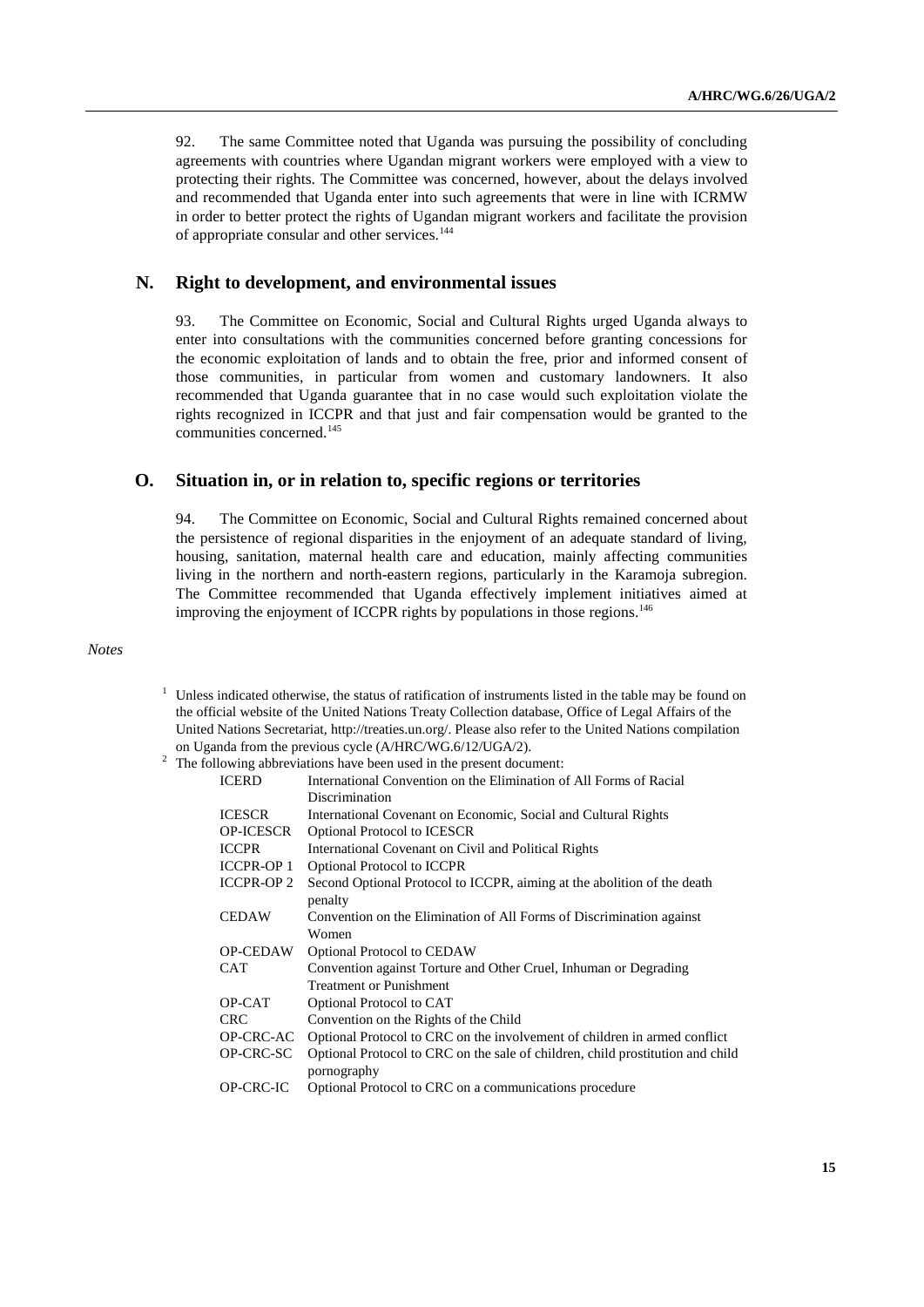92. The same Committee noted that Uganda was pursuing the possibility of concluding agreements with countries where Ugandan migrant workers were employed with a view to protecting their rights. The Committee was concerned, however, about the delays involved and recommended that Uganda enter into such agreements that were in line with ICRMW in order to better protect the rights of Ugandan migrant workers and facilitate the provision of appropriate consular and other services.[144]

## N. Right to development, and environmental issues

93. The Committee on Economic, Social and Cultural Rights urged Uganda always to enter into consultations with the communities concerned before granting concessions for the economic exploitation of lands and to obtain the free, prior and informed consent of those communities, in particular from women and customary landowners. It also recommended that Uganda guarantee that in no case would such exploitation violate the rights recognized in ICCPR and that just and fair compensation would be granted to the communities concerned.[145]

## O. Situation in, or in relation to, specific regions or territories

94. The Committee on Economic, Social and Cultural Rights remained concerned about the persistence of regional disparities in the enjoyment of an adequate standard of living, housing, sanitation, maternal health care and education, mainly affecting communities living in the northern and north-eastern regions, particularly in the Karamoja subregion. The Committee recommended that Uganda effectively implement initiatives aimed at improving the enjoyment of ICCPR rights by populations in those regions.[146]

*Notes*

[1] Unless indicated otherwise, the status of ratification of instruments listed in the table may be found on the official website of the United Nations Treaty Collection database, Office of Legal Affairs of the United Nations Secretariat, http://treaties.un.org/. Please also refer to the United Nations compilation on Uganda from the previous cycle (A/HRC/WG.6/12/UGA/2).

[2] The following abbreviations have been used in the present document:

| | |
|---|---|
| ICERD | International Convention on the Elimination of All Forms of Racial Discrimination |
| ICESCR | International Covenant on Economic, Social and Cultural Rights |
| OP-ICESCR | Optional Protocol to ICESCR |
| ICCPR | International Covenant on Civil and Political Rights |
| ICCPR-OP 1 | Optional Protocol to ICCPR |
| ICCPR-OP 2 | Second Optional Protocol to ICCPR, aiming at the abolition of the death penalty |
| CEDAW | Convention on the Elimination of All Forms of Discrimination against Women |
| OP-CEDAW | Optional Protocol to CEDAW |
| CAT | Convention against Torture and Other Cruel, Inhuman or Degrading Treatment or Punishment |
| OP-CAT | Optional Protocol to CAT |
| CRC | Convention on the Rights of the Child |
| OP-CRC-AC | Optional Protocol to CRC on the involvement of children in armed conflict |
| OP-CRC-SC | Optional Protocol to CRC on the sale of children, child prostitution and child pornography |
| OP-CRC-IC | Optional Protocol to CRC on a communications procedure |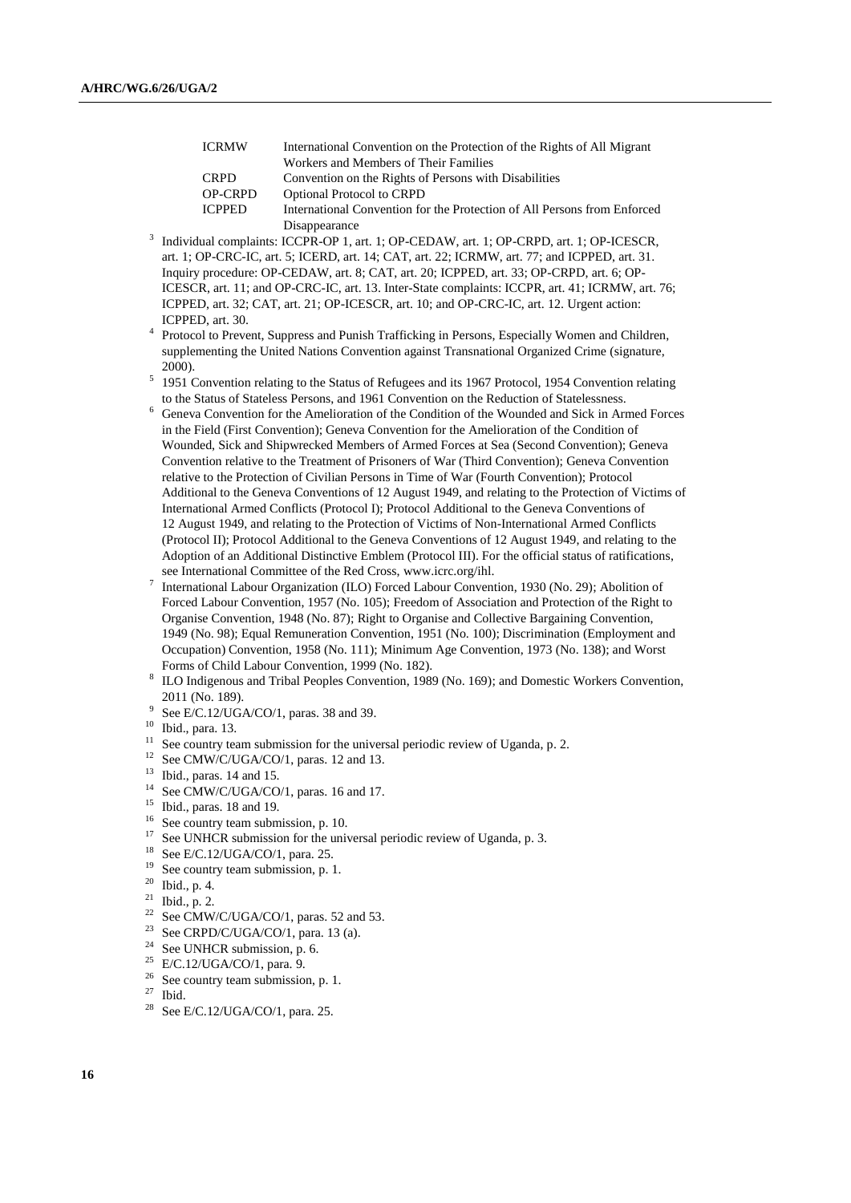| | |
|---|---|
| ICRMW | International Convention on the Protection of the Rights of All Migrant Workers and Members of Their Families |
| CRPD | Convention on the Rights of Persons with Disabilities |
| OP-CRPD | Optional Protocol to CRPD |
| ICPPED | International Convention for the Protection of All Persons from Enforced Disappearance |

[3] Individual complaints: ICCPR-OP 1, art. 1; OP-CEDAW, art. 1; OP-CRPD, art. 1; OP-ICESCR, art. 1; OP-CRC-IC, art. 5; ICERD, art. 14; CAT, art. 22; ICRMW, art. 77; and ICPPED, art. 31. Inquiry procedure: OP-CEDAW, art. 8; CAT, art. 20; ICPPED, art. 33; OP-CRPD, art. 6; OP-ICESCR, art. 11; and OP-CRC-IC, art. 13. Inter-State complaints: ICCPR, art. 41; ICRMW, art. 76; ICPPED, art. 32; CAT, art. 21; OP-ICESCR, art. 10; and OP-CRC-IC, art. 12. Urgent action: ICPPED, art. 30.

[4] Protocol to Prevent, Suppress and Punish Trafficking in Persons, Especially Women and Children, supplementing the United Nations Convention against Transnational Organized Crime (signature, 2000).

[5] 1951 Convention relating to the Status of Refugees and its 1967 Protocol, 1954 Convention relating to the Status of Stateless Persons, and 1961 Convention on the Reduction of Statelessness.

[6] Geneva Convention for the Amelioration of the Condition of the Wounded and Sick in Armed Forces in the Field (First Convention); Geneva Convention for the Amelioration of the Condition of Wounded, Sick and Shipwrecked Members of Armed Forces at Sea (Second Convention); Geneva Convention relative to the Treatment of Prisoners of War (Third Convention); Geneva Convention relative to the Protection of Civilian Persons in Time of War (Fourth Convention); Protocol Additional to the Geneva Conventions of 12 August 1949, and relating to the Protection of Victims of International Armed Conflicts (Protocol I); Protocol Additional to the Geneva Conventions of 12 August 1949, and relating to the Protection of Victims of Non-International Armed Conflicts (Protocol II); Protocol Additional to the Geneva Conventions of 12 August 1949, and relating to the Adoption of an Additional Distinctive Emblem (Protocol III). For the official status of ratifications, see International Committee of the Red Cross, www.icrc.org/ihl.

[7] International Labour Organization (ILO) Forced Labour Convention, 1930 (No. 29); Abolition of Forced Labour Convention, 1957 (No. 105); Freedom of Association and Protection of the Right to Organise Convention, 1948 (No. 87); Right to Organise and Collective Bargaining Convention, 1949 (No. 98); Equal Remuneration Convention, 1951 (No. 100); Discrimination (Employment and Occupation) Convention, 1958 (No. 111); Minimum Age Convention, 1973 (No. 138); and Worst Forms of Child Labour Convention, 1999 (No. 182).

[8] ILO Indigenous and Tribal Peoples Convention, 1989 (No. 169); and Domestic Workers Convention, 2011 (No. 189).

[9] See E/C.12/UGA/CO/1, paras. 38 and 39.

[10] Ibid., para. 13.

[11] See country team submission for the universal periodic review of Uganda, p. 2.

[12] See CMW/C/UGA/CO/1, paras. 12 and 13.

[13] Ibid., paras. 14 and 15.

[14] See CMW/C/UGA/CO/1, paras. 16 and 17.

[15] Ibid., paras. 18 and 19.

[16] See country team submission, p. 10.

[17] See UNHCR submission for the universal periodic review of Uganda, p. 3.

[18] See E/C.12/UGA/CO/1, para. 25.

[19] See country team submission, p. 1.

[20] Ibid., p. 4.

[21] Ibid., p. 2.

[22] See CMW/C/UGA/CO/1, paras. 52 and 53.

[23] See CRPD/C/UGA/CO/1, para. 13 (a).

[24] See UNHCR submission, p. 6.

[25] E/C.12/UGA/CO/1, para. 9.

[26] See country team submission, p. 1.

[27] Ibid.

[28] See E/C.12/UGA/CO/1, para. 25.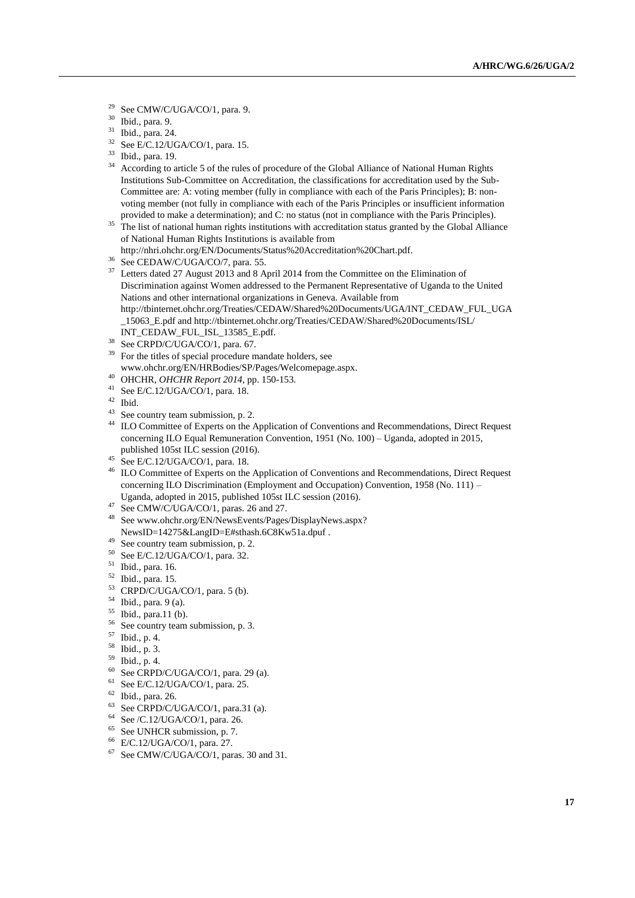[29] See CMW/C/UGA/CO/1, para. 9.

[30] Ibid., para. 9.

[31] Ibid., para. 24.

[32] See E/C.12/UGA/CO/1, para. 15.

[33] Ibid., para. 19.

[34] According to article 5 of the rules of procedure of the Global Alliance of National Human Rights Institutions Sub-Committee on Accreditation, the classifications for accreditation used by the Sub-Committee are: A: voting member (fully in compliance with each of the Paris Principles); B: non-voting member (not fully in compliance with each of the Paris Principles or insufficient information provided to make a determination); and C: no status (not in compliance with the Paris Principles).

[35] The list of national human rights institutions with accreditation status granted by the Global Alliance of National Human Rights Institutions is available from http://nhri.ohchr.org/EN/Documents/Status%20Accreditation%20Chart.pdf.

[36] See CEDAW/C/UGA/CO/7, para. 55.

[37] Letters dated 27 August 2013 and 8 April 2014 from the Committee on the Elimination of Discrimination against Women addressed to the Permanent Representative of Uganda to the United Nations and other international organizations in Geneva. Available from http://tbinternet.ohchr.org/Treaties/CEDAW/Shared%20Documents/UGA/INT_CEDAW_FUL_UGA_15063_E.pdf and http://tbinternet.ohchr.org/Treaties/CEDAW/Shared%20Documents/ISL/INT_CEDAW_FUL_ISL_13585_E.pdf.

[38] See CRPD/C/UGA/CO/1, para. 67.

[39] For the titles of special procedure mandate holders, see www.ohchr.org/EN/HRBodies/SP/Pages/Welcomepage.aspx.

[40] OHCHR, *OHCHR Report 2014*, pp. 150-153.

[41] See E/C.12/UGA/CO/1, para. 18.

[42] Ibid.

[43] See country team submission, p. 2.

[44] ILO Committee of Experts on the Application of Conventions and Recommendations, Direct Request concerning ILO Equal Remuneration Convention, 1951 (No. 100) – Uganda, adopted in 2015, published 105st ILC session (2016).

[45] See E/C.12/UGA/CO/1, para. 18.

[46] ILO Committee of Experts on the Application of Conventions and Recommendations, Direct Request concerning ILO Discrimination (Employment and Occupation) Convention, 1958 (No. 111) – Uganda, adopted in 2015, published 105st ILC session (2016).

[47] See CMW/C/UGA/CO/1, paras. 26 and 27.

[48] See www.ohchr.org/EN/NewsEvents/Pages/DisplayNews.aspx?NewsID=14275&LangID=E#sthash.6C8Kw51a.dpuf .

[49] See country team submission, p. 2.

[50] See E/C.12/UGA/CO/1, para. 32.

[51] Ibid., para. 16.

[52] Ibid., para. 15.

[53] CRPD/C/UGA/CO/1, para. 5 (b).

[54] Ibid., para. 9 (a).

[55] Ibid., para.11 (b).

[56] See country team submission, p. 3.

[57] Ibid., p. 4.

[58] Ibid., p. 3.

[59] Ibid., p. 4.

[60] See CRPD/C/UGA/CO/1, para. 29 (a).

[61] See E/C.12/UGA/CO/1, para. 25.

[62] Ibid., para. 26.

[63] See CRPD/C/UGA/CO/1, para.31 (a).

[64] See /C.12/UGA/CO/1, para. 26.

[65] See UNHCR submission, p. 7.

[66] E/C.12/UGA/CO/1, para. 27.

[67] See CMW/C/UGA/CO/1, paras. 30 and 31.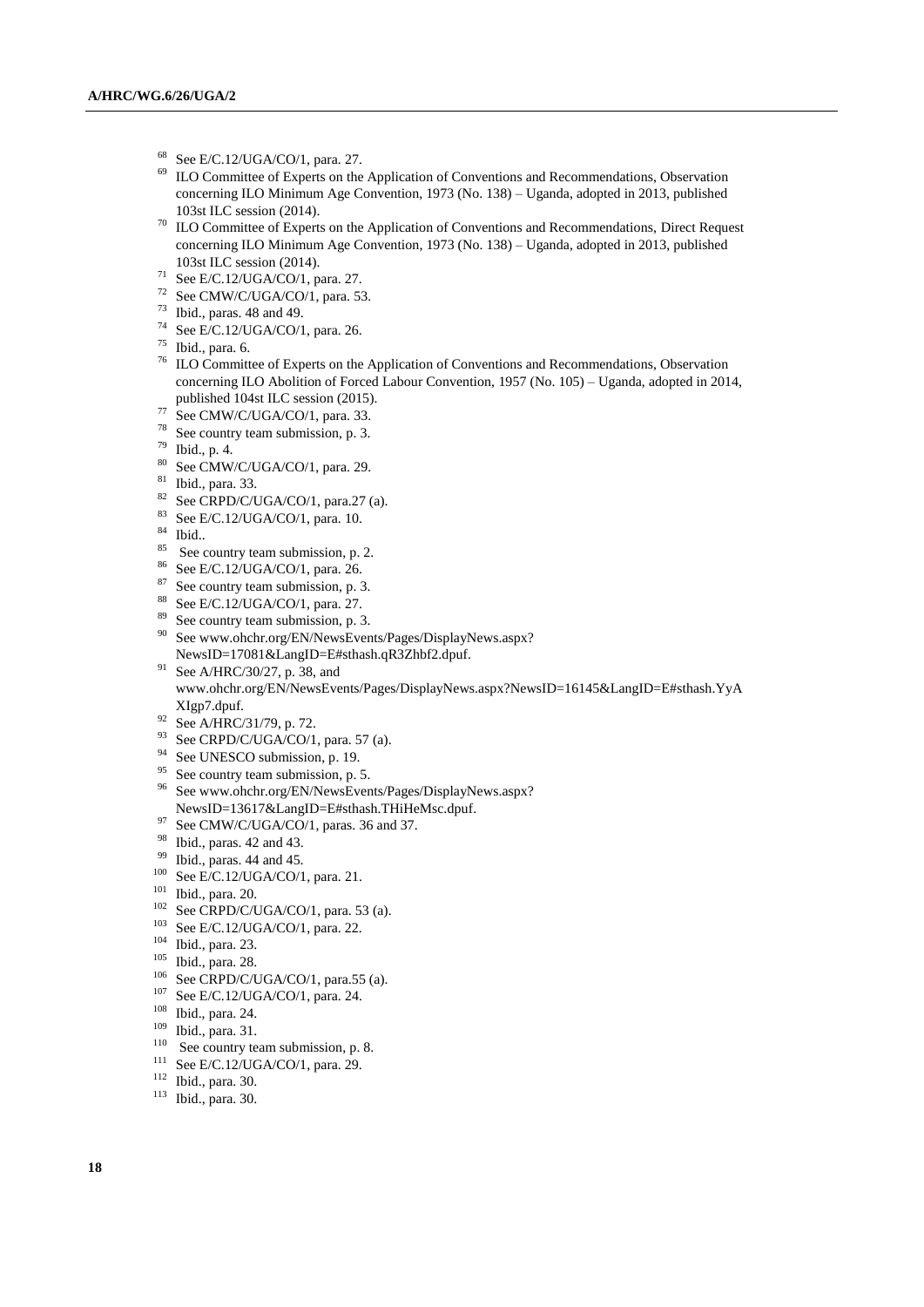[68] See E/C.12/UGA/CO/1, para. 27.

[69] ILO Committee of Experts on the Application of Conventions and Recommendations, Observation concerning ILO Minimum Age Convention, 1973 (No. 138) – Uganda, adopted in 2013, published 103st ILC session (2014).

[70] ILO Committee of Experts on the Application of Conventions and Recommendations, Direct Request concerning ILO Minimum Age Convention, 1973 (No. 138) – Uganda, adopted in 2013, published 103st ILC session (2014).

[71] See E/C.12/UGA/CO/1, para. 27.

[72] See CMW/C/UGA/CO/1, para. 53.

[73] Ibid., paras. 48 and 49.

[74] See E/C.12/UGA/CO/1, para. 26.

[75] Ibid., para. 6.

[76] ILO Committee of Experts on the Application of Conventions and Recommendations, Observation concerning ILO Abolition of Forced Labour Convention, 1957 (No. 105) – Uganda, adopted in 2014, published 104st ILC session (2015).

[77] See CMW/C/UGA/CO/1, para. 33.

[78] See country team submission, p. 3.

[79] Ibid., p. 4.

[80] See CMW/C/UGA/CO/1, para. 29.

[81] Ibid., para. 33.

[82] See CRPD/C/UGA/CO/1, para.27 (a).

[83] See E/C.12/UGA/CO/1, para. 10.

[84] Ibid..

[85] See country team submission, p. 2.

[86] See E/C.12/UGA/CO/1, para. 26.

[87] See country team submission, p. 3.

[88] See E/C.12/UGA/CO/1, para. 27.

[89] See country team submission, p. 3.

[90] See www.ohchr.org/EN/NewsEvents/Pages/DisplayNews.aspx?NewsID=17081&LangID=E#sthash.qR3Zhbf2.dpuf.

[91] See A/HRC/30/27, p. 38, and www.ohchr.org/EN/NewsEvents/Pages/DisplayNews.aspx?NewsID=16145&LangID=E#sthash.YyAXIgp7.dpuf.

[92] See A/HRC/31/79, p. 72.

[93] See CRPD/C/UGA/CO/1, para. 57 (a).

[94] See UNESCO submission, p. 19.

[95] See country team submission, p. 5.

[96] See www.ohchr.org/EN/NewsEvents/Pages/DisplayNews.aspx?NewsID=13617&LangID=E#sthash.THiHeMsc.dpuf.

[97] See CMW/C/UGA/CO/1, paras. 36 and 37.

[98] Ibid., paras. 42 and 43.

[99] Ibid., paras. 44 and 45.

[100] See E/C.12/UGA/CO/1, para. 21.

[101] Ibid., para. 20.

[102] See CRPD/C/UGA/CO/1, para. 53 (a).

[103] See E/C.12/UGA/CO/1, para. 22.

[104] Ibid., para. 23.

[105] Ibid., para. 28.

[106] See CRPD/C/UGA/CO/1, para.55 (a).

[107] See E/C.12/UGA/CO/1, para. 24.

[108] Ibid., para. 24.

[109] Ibid., para. 31.

[110] See country team submission, p. 8.

[111] See E/C.12/UGA/CO/1, para. 29.

[112] Ibid., para. 30.

[113] Ibid., para. 30.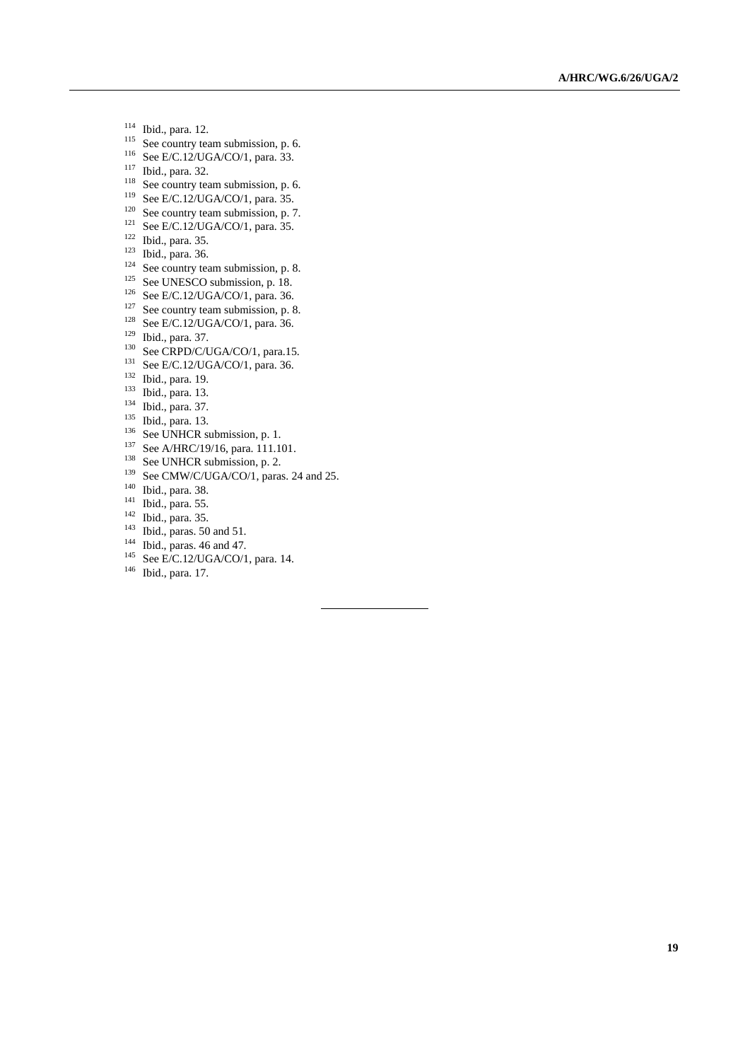[114] Ibid., para. 12.
[115] See country team submission, p. 6.
[116] See E/C.12/UGA/CO/1, para. 33.
[117] Ibid., para. 32.
[118] See country team submission, p. 6.
[119] See E/C.12/UGA/CO/1, para. 35.
[120] See country team submission, p. 7.
[121] See E/C.12/UGA/CO/1, para. 35.
[122] Ibid., para. 35.
[123] Ibid., para. 36.
[124] See country team submission, p. 8.
[125] See UNESCO submission, p. 18.
[126] See E/C.12/UGA/CO/1, para. 36.
[127] See country team submission, p. 8.
[128] See E/C.12/UGA/CO/1, para. 36.
[129] Ibid., para. 37.
[130] See CRPD/C/UGA/CO/1, para.15.
[131] See E/C.12/UGA/CO/1, para. 36.
[132] Ibid., para. 19.
[133] Ibid., para. 13.
[134] Ibid., para. 37.
[135] Ibid., para. 13.
[136] See UNHCR submission, p. 1.
[137] See A/HRC/19/16, para. 111.101.
[138] See UNHCR submission, p. 2.
[139] See CMW/C/UGA/CO/1, paras. 24 and 25.
[140] Ibid., para. 38.
[141] Ibid., para. 55.
[142] Ibid., para. 35.
[143] Ibid., paras. 50 and 51.
[144] Ibid., paras. 46 and 47.
[145] See E/C.12/UGA/CO/1, para. 14.
[146] Ibid., para. 17.